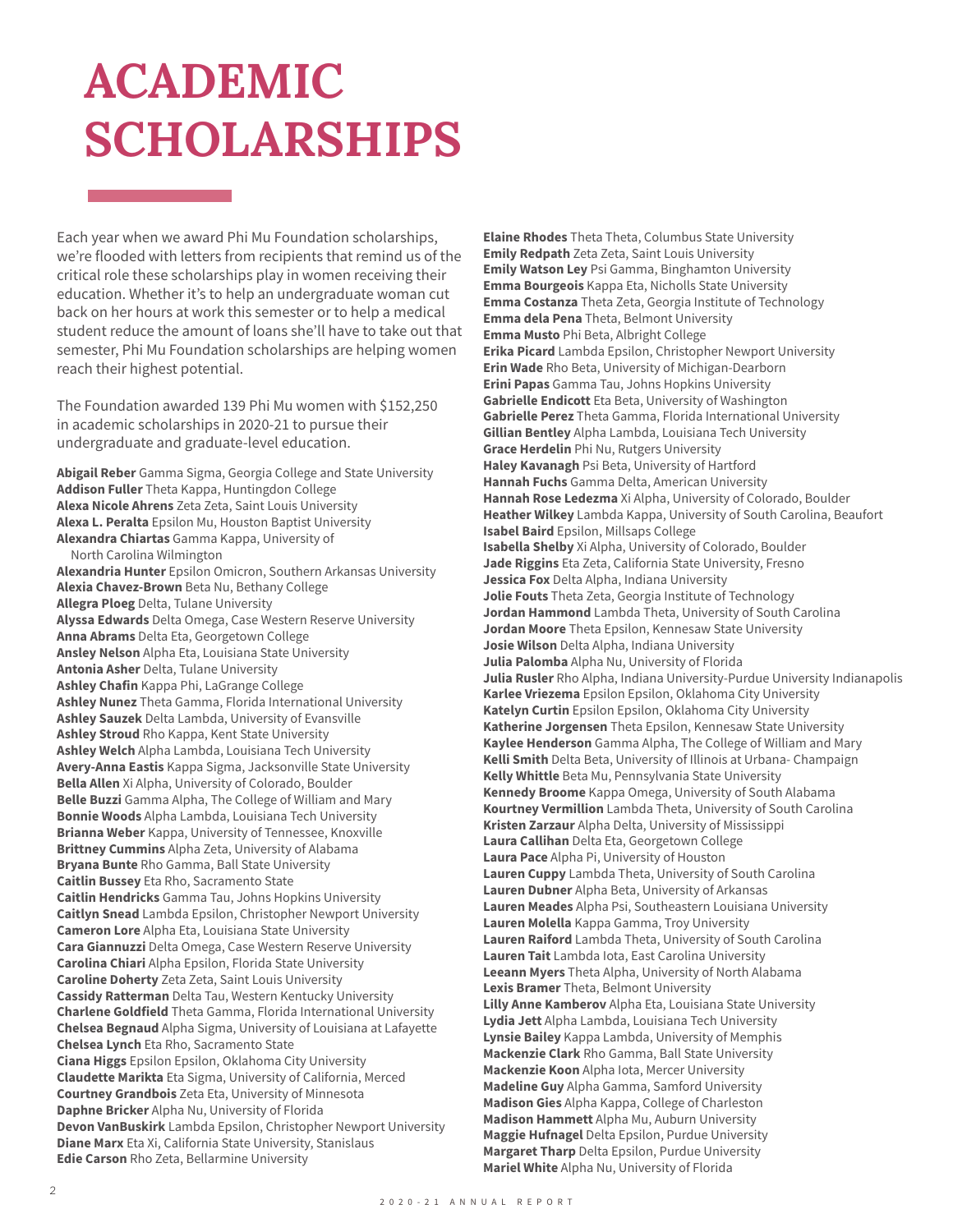# ACADEMIC SCHOLARSHIPS

Each year when we award Phi Mu Foundation scholarships, we're flooded with letters from recipients that remind us of the critical role these scholarships play in women receiving their education. Whether it's to help an undergraduate woman cut back on her hours at work this semester or to help a medical student reduce the amount of loans she'll have to take out that semester, Phi Mu Foundation scholarships are helping women reach their highest potential.

The Foundation awarded 139 Phi Mu women with $152,250 in academic scholarships in 2020-21 to pursue their undergraduate and graduate-level education.

**Abigail Reber** Gamma Sigma, Georgia College and State University
**Addison Fuller** Theta Kappa, Huntingdon College
**Alexa Nicole Ahrens** Zeta Zeta, Saint Louis University
**Alexa L. Peralta** Epsilon Mu, Houston Baptist University
**Alexandra Chiartas** Gamma Kappa, University of North Carolina Wilmington
**Alexandria Hunter** Epsilon Omicron, Southern Arkansas University
**Alexia Chavez-Brown** Beta Nu, Bethany College
**Allegra Ploeg** Delta, Tulane University
**Alyssa Edwards** Delta Omega, Case Western Reserve University
**Anna Abrams** Delta Eta, Georgetown College
**Ansley Nelson** Alpha Eta, Louisiana State University
**Antonia Asher** Delta, Tulane University
**Ashley Chafin** Kappa Phi, LaGrange College
**Ashley Nunez** Theta Gamma, Florida International University
**Ashley Sauzek** Delta Lambda, University of Evansville
**Ashley Stroud** Rho Kappa, Kent State University
**Ashley Welch** Alpha Lambda, Louisiana Tech University
**Avery-Anna Eastis** Kappa Sigma, Jacksonville State University
**Bella Allen** Xi Alpha, University of Colorado, Boulder
**Belle Buzzi** Gamma Alpha, The College of William and Mary
**Bonnie Woods** Alpha Lambda, Louisiana Tech University
**Brianna Weber** Kappa, University of Tennessee, Knoxville
**Brittney Cummins** Alpha Zeta, University of Alabama
**Bryana Bunte** Rho Gamma, Ball State University
**Caitlin Bussey** Eta Rho, Sacramento State
**Caitlin Hendricks** Gamma Tau, Johns Hopkins University
**Caitlyn Snead** Lambda Epsilon, Christopher Newport University
**Cameron Lore** Alpha Eta, Louisiana State University
**Cara Giannuzzi** Delta Omega, Case Western Reserve University
**Carolina Chiari** Alpha Epsilon, Florida State University
**Caroline Doherty** Zeta Zeta, Saint Louis University
**Cassidy Ratterman** Delta Tau, Western Kentucky University
**Charlene Goldfield** Theta Gamma, Florida International University
**Chelsea Begnaud** Alpha Sigma, University of Louisiana at Lafayette
**Chelsea Lynch** Eta Rho, Sacramento State
**Ciana Higgs** Epsilon Epsilon, Oklahoma City University
**Claudette Marikta** Eta Sigma, University of California, Merced
**Courtney Grandbois** Zeta Eta, University of Minnesota
**Daphne Bricker** Alpha Nu, University of Florida
**Devon VanBuskirk** Lambda Epsilon, Christopher Newport University
**Diane Marx** Eta Xi, California State University, Stanislaus
**Edie Carson** Rho Zeta, Bellarmine University
**Elaine Rhodes** Theta Theta, Columbus State University
**Emily Redpath** Zeta Zeta, Saint Louis University
**Emily Watson Ley** Psi Gamma, Binghamton University
**Emma Bourgeois** Kappa Eta, Nicholls State University
**Emma Costanza** Theta Zeta, Georgia Institute of Technology
**Emma dela Pena** Theta, Belmont University
**Emma Musto** Phi Beta, Albright College
**Erika Picard** Lambda Epsilon, Christopher Newport University
**Erin Wade** Rho Beta, University of Michigan-Dearborn
**Erini Papas** Gamma Tau, Johns Hopkins University
**Gabrielle Endicott** Eta Beta, University of Washington
**Gabrielle Perez** Theta Gamma, Florida International University
**Gillian Bentley** Alpha Lambda, Louisiana Tech University
**Grace Herdelin** Phi Nu, Rutgers University
**Haley Kavanagh** Psi Beta, University of Hartford
**Hannah Fuchs** Gamma Delta, American University
**Hannah Rose Ledezma** Xi Alpha, University of Colorado, Boulder
**Heather Wilkey** Lambda Kappa, University of South Carolina, Beaufort
**Isabel Baird** Epsilon, Millsaps College
**Isabella Shelby** Xi Alpha, University of Colorado, Boulder
**Jade Riggins** Eta Zeta, California State University, Fresno
**Jessica Fox** Delta Alpha, Indiana University
**Jolie Fouts** Theta Zeta, Georgia Institute of Technology
**Jordan Hammond** Lambda Theta, University of South Carolina
**Jordan Moore** Theta Epsilon, Kennesaw State University
**Josie Wilson** Delta Alpha, Indiana University
**Julia Palomba** Alpha Nu, University of Florida
**Julia Rusler** Rho Alpha, Indiana University-Purdue University Indianapolis
**Karlee Vriezema** Epsilon Epsilon, Oklahoma City University
**Katelyn Curtin** Epsilon Epsilon, Oklahoma City University
**Katherine Jorgensen** Theta Epsilon, Kennesaw State University
**Kaylee Henderson** Gamma Alpha, The College of William and Mary
**Kelli Smith** Delta Beta, University of Illinois at Urbana- Champaign
**Kelly Whittle** Beta Mu, Pennsylvania State University
**Kennedy Broome** Kappa Omega, University of South Alabama
**Kourtney Vermillion** Lambda Theta, University of South Carolina
**Kristen Zarzaur** Alpha Delta, University of Mississippi
**Laura Callihan** Delta Eta, Georgetown College
**Laura Pace** Alpha Pi, University of Houston
**Lauren Cuppy** Lambda Theta, University of South Carolina
**Lauren Dubner** Alpha Beta, University of Arkansas
**Lauren Meades** Alpha Psi, Southeastern Louisiana University
**Lauren Molella** Kappa Gamma, Troy University
**Lauren Raiford** Lambda Theta, University of South Carolina
**Lauren Tait** Lambda Iota, East Carolina University
**Leeann Myers** Theta Alpha, University of North Alabama
**Lexis Bramer** Theta, Belmont University
**Lilly Anne Kamberov** Alpha Eta, Louisiana State University
**Lydia Jett** Alpha Lambda, Louisiana Tech University
**Lynsie Bailey** Kappa Lambda, University of Memphis
**Mackenzie Clark** Rho Gamma, Ball State University
**Mackenzie Koon** Alpha Iota, Mercer University
**Madeline Guy** Alpha Gamma, Samford University
**Madison Gies** Alpha Kappa, College of Charleston
**Madison Hammett** Alpha Mu, Auburn University
**Maggie Hufnagel** Delta Epsilon, Purdue University
**Margaret Tharp** Delta Epsilon, Purdue University
**Mariel White** Alpha Nu, University of Florida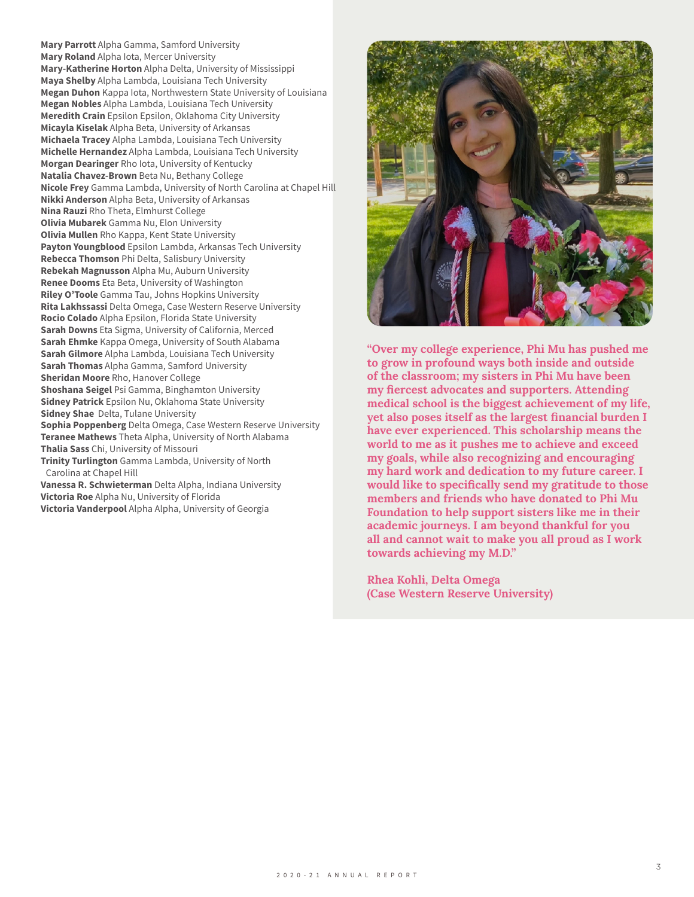**Mary Parrott** Alpha Gamma, Samford University
**Mary Roland** Alpha Iota, Mercer University
**Mary-Katherine Horton** Alpha Delta, University of Mississippi
**Maya Shelby** Alpha Lambda, Louisiana Tech University
**Megan Duhon** Kappa Iota, Northwestern State University of Louisiana
**Megan Nobles** Alpha Lambda, Louisiana Tech University
**Meredith Crain** Epsilon Epsilon, Oklahoma City University
**Micayla Kiselak** Alpha Beta, University of Arkansas
**Michaela Tracey** Alpha Lambda, Louisiana Tech University
**Michelle Hernandez** Alpha Lambda, Louisiana Tech University
**Morgan Dearinger** Rho Iota, University of Kentucky
**Natalia Chavez-Brown** Beta Nu, Bethany College
**Nicole Frey** Gamma Lambda, University of North Carolina at Chapel Hill
**Nikki Anderson** Alpha Beta, University of Arkansas
**Nina Rauzi** Rho Theta, Elmhurst College
**Olivia Mubarek** Gamma Nu, Elon University
**Olivia Mullen** Rho Kappa, Kent State University
**Payton Youngblood** Epsilon Lambda, Arkansas Tech University
**Rebecca Thomson** Phi Delta, Salisbury University
**Rebekah Magnusson** Alpha Mu, Auburn University
**Renee Dooms** Eta Beta, University of Washington
**Riley O'Toole** Gamma Tau, Johns Hopkins University
**Rita Lakhssassi** Delta Omega, Case Western Reserve University
**Rocio Colado** Alpha Epsilon, Florida State University
**Sarah Downs** Eta Sigma, University of California, Merced
**Sarah Ehmke** Kappa Omega, University of South Alabama
**Sarah Gilmore** Alpha Lambda, Louisiana Tech University
**Sarah Thomas** Alpha Gamma, Samford University
**Sheridan Moore** Rho, Hanover College
**Shoshana Seigel** Psi Gamma, Binghamton University
**Sidney Patrick** Epsilon Nu, Oklahoma State University
**Sidney Shae** Delta, Tulane University
**Sophia Poppenberg** Delta Omega, Case Western Reserve University
**Teranee Mathews** Theta Alpha, University of North Alabama
**Thalia Sass** Chi, University of Missouri
**Trinity Turlington** Gamma Lambda, University of North Carolina at Chapel Hill
**Vanessa R. Schwieterman** Delta Alpha, Indiana University
**Victoria Roe** Alpha Nu, University of Florida
**Victoria Vanderpool** Alpha Alpha, University of Georgia

**"Over my college experience, Phi Mu has pushed me to grow in profound ways both inside and outside of the classroom; my sisters in Phi Mu have been my fiercest advocates and supporters. Attending medical school is the biggest achievement of my life, yet also poses itself as the largest financial burden I have ever experienced. This scholarship means the world to me as it pushes me to achieve and exceed my goals, while also recognizing and encouraging my hard work and dedication to my future career. I would like to specifically send my gratitude to those members and friends who have donated to Phi Mu Foundation to help support sisters like me in their academic journeys. I am beyond thankful for you all and cannot wait to make you all proud as I work towards achieving my M.D."**

**Rhea Kohli, Delta Omega (Case Western Reserve University)**